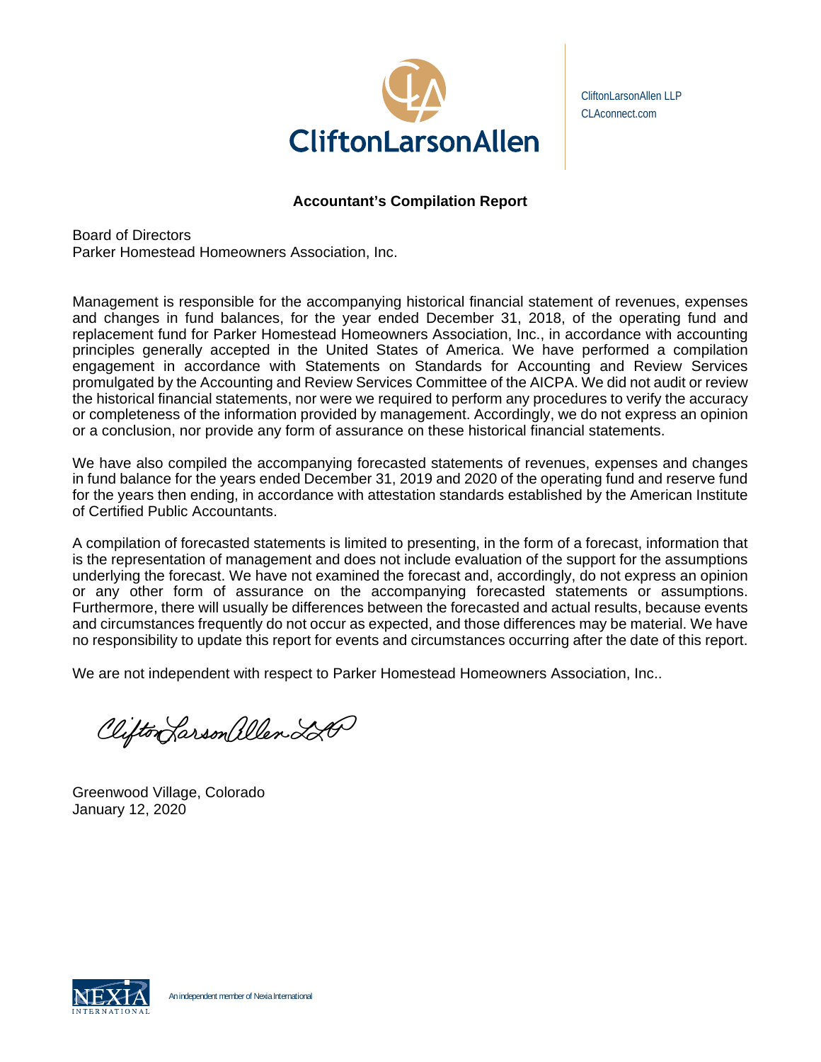CliftonLarsonAllen

CliftonLarsonAllen LLP
CLAconnect.com

## Accountant's Compilation Report

Board of Directors
Parker Homestead Homeowners Association, Inc.

Management is responsible for the accompanying historical financial statement of revenues, expenses and changes in fund balances, for the year ended December 31, 2018, of the operating fund and replacement fund for Parker Homestead Homeowners Association, Inc., in accordance with accounting principles generally accepted in the United States of America. We have performed a compilation engagement in accordance with Statements on Standards for Accounting and Review Services promulgated by the Accounting and Review Services Committee of the AICPA. We did not audit or review the historical financial statements, nor were we required to perform any procedures to verify the accuracy or completeness of the information provided by management. Accordingly, we do not express an opinion or a conclusion, nor provide any form of assurance on these historical financial statements.

We have also compiled the accompanying forecasted statements of revenues, expenses and changes in fund balance for the years ended December 31, 2019 and 2020 of the operating fund and reserve fund for the years then ending, in accordance with attestation standards established by the American Institute of Certified Public Accountants.

A compilation of forecasted statements is limited to presenting, in the form of a forecast, information that is the representation of management and does not include evaluation of the support for the assumptions underlying the forecast. We have not examined the forecast and, accordingly, do not express an opinion or any other form of assurance on the accompanying forecasted statements or assumptions. Furthermore, there will usually be differences between the forecasted and actual results, because events and circumstances frequently do not occur as expected, and those differences may be material. We have no responsibility to update this report for events and circumstances occurring after the date of this report.

We are not independent with respect to Parker Homestead Homeowners Association, Inc..

CliftonLarsonAllen LLP

Greenwood Village, Colorado
January 12, 2020

An independent member of Nexia International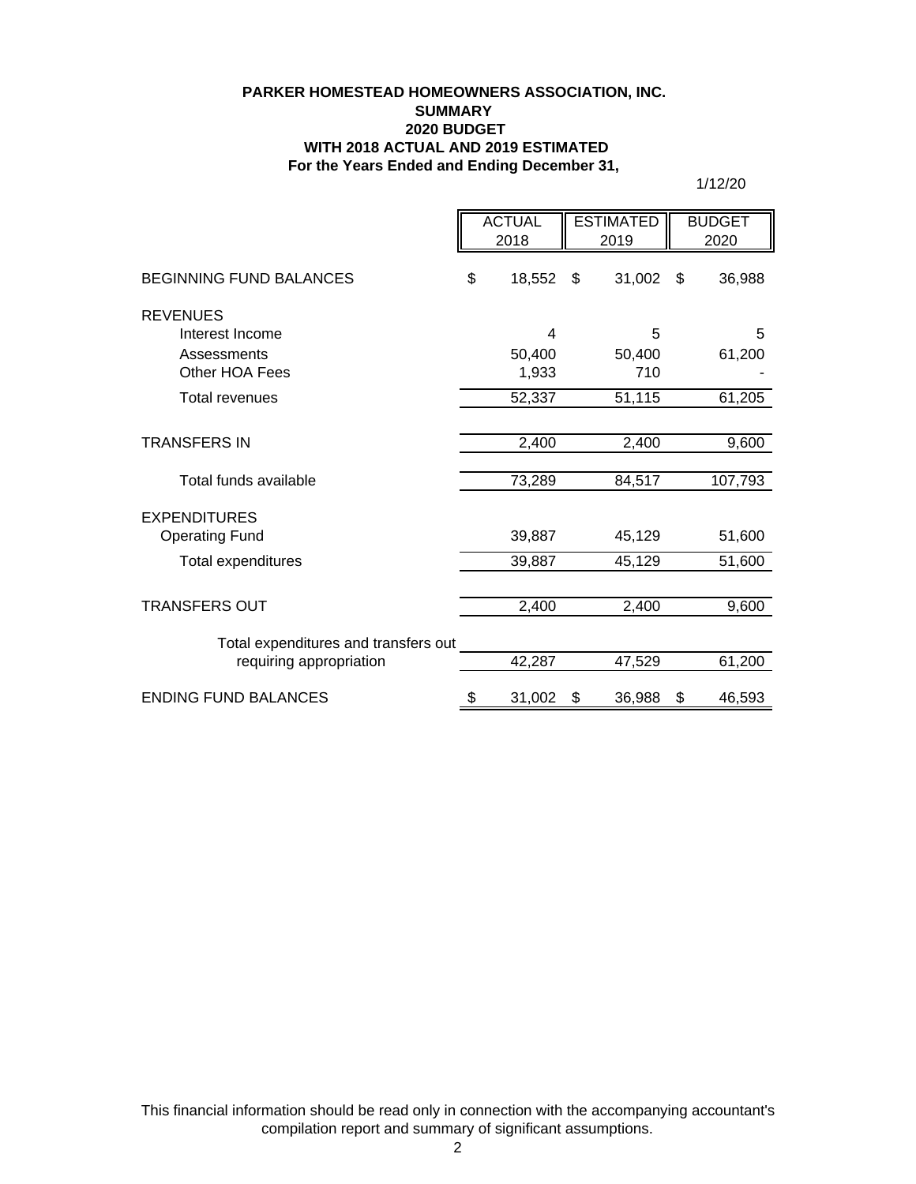**PARKER HOMESTEAD HOMEOWNERS ASSOCIATION, INC.**
**SUMMARY**
**2020 BUDGET**
**WITH 2018 ACTUAL AND 2019 ESTIMATED**
**For the Years Ended and Ending December 31,**

1/12/20

| | ACTUAL 2018 | ESTIMATED 2019 | BUDGET 2020 |
|---|---|---|---|
| BEGINNING FUND BALANCES | $ 18,552 | $ 31,002 | $ 36,988 |
| REVENUES | | | |
| Interest Income | 4 | 5 | 5 |
| Assessments | 50,400 | 50,400 | 61,200 |
| Other HOA Fees | 1,933 | 710 | - |
| Total revenues | 52,337 | 51,115 | 61,205 |
| TRANSFERS IN | 2,400 | 2,400 | 9,600 |
| Total funds available | 73,289 | 84,517 | 107,793 |
| EXPENDITURES | | | |
| Operating Fund | 39,887 | 45,129 | 51,600 |
| Total expenditures | 39,887 | 45,129 | 51,600 |
| TRANSFERS OUT | 2,400 | 2,400 | 9,600 |
| Total expenditures and transfers out requiring appropriation | 42,287 | 47,529 | 61,200 |
| ENDING FUND BALANCES | $ 31,002 | $ 36,988 | $ 46,593 |

This financial information should be read only in connection with the accompanying accountant's compilation report and summary of significant assumptions.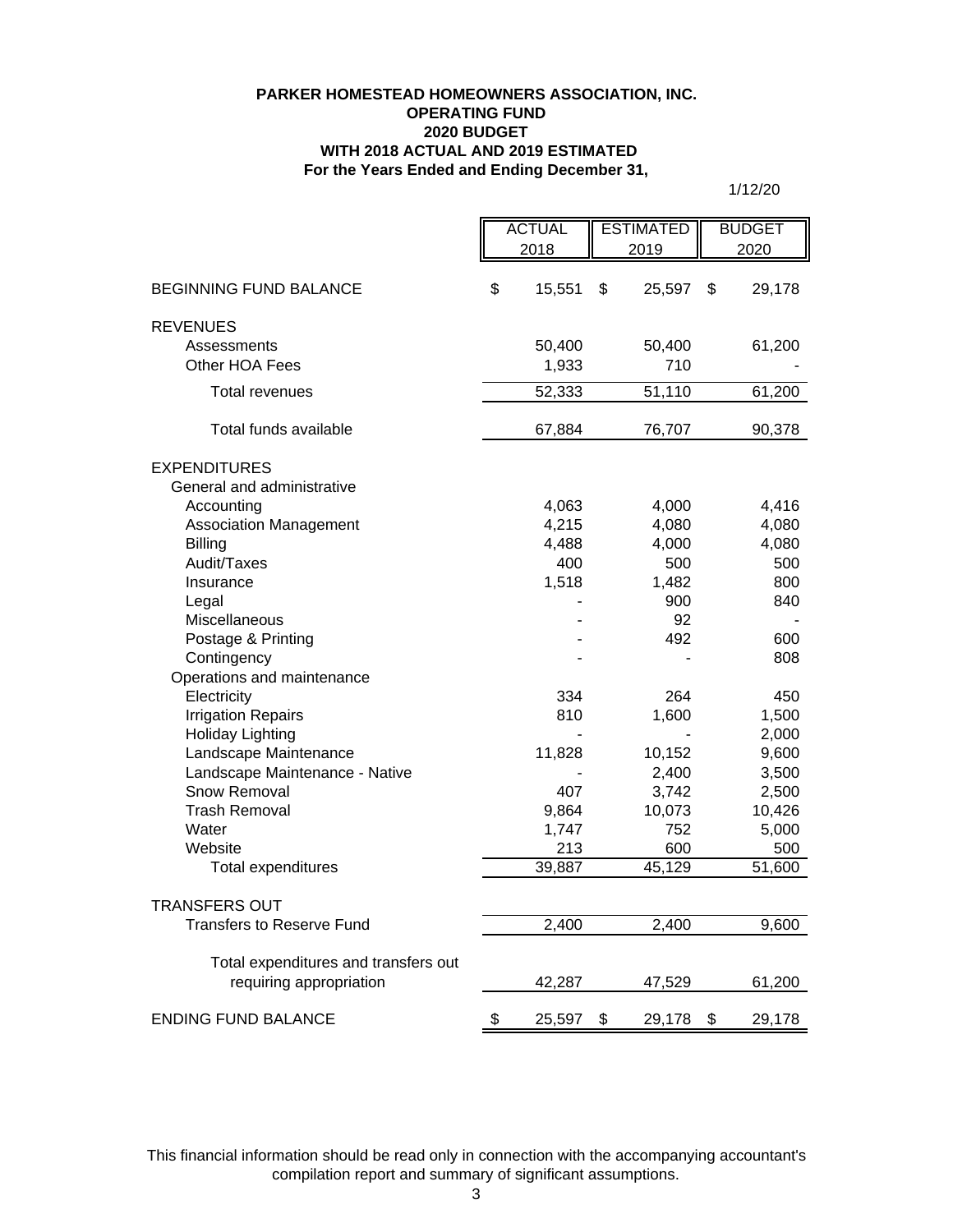**PARKER HOMESTEAD HOMEOWNERS ASSOCIATION, INC.**
**OPERATING FUND**
**2020 BUDGET**
**WITH 2018 ACTUAL AND 2019 ESTIMATED**
**For the Years Ended and Ending December 31,**

1/12/20

| | ACTUAL 2018 | ESTIMATED 2019 | BUDGET 2020 |
|---|---|---|---|
| BEGINNING FUND BALANCE | $ 15,551 | $ 25,597 | $ 29,178 |
| REVENUES | | | |
| Assessments | 50,400 | 50,400 | 61,200 |
| Other HOA Fees | 1,933 | 710 | - |
| Total revenues | 52,333 | 51,110 | 61,200 |
| Total funds available | 67,884 | 76,707 | 90,378 |
| EXPENDITURES | | | |
| General and administrative | | | |
| Accounting | 4,063 | 4,000 | 4,416 |
| Association Management | 4,215 | 4,080 | 4,080 |
| Billing | 4,488 | 4,000 | 4,080 |
| Audit/Taxes | 400 | 500 | 500 |
| Insurance | 1,518 | 1,482 | 800 |
| Legal | - | 900 | 840 |
| Miscellaneous | - | 92 | - |
| Postage & Printing | - | 492 | 600 |
| Contingency | - | - | 808 |
| Operations and maintenance | | | |
| Electricity | 334 | 264 | 450 |
| Irrigation Repairs | 810 | 1,600 | 1,500 |
| Holiday Lighting | - | - | 2,000 |
| Landscape Maintenance | 11,828 | 10,152 | 9,600 |
| Landscape Maintenance - Native | - | 2,400 | 3,500 |
| Snow Removal | 407 | 3,742 | 2,500 |
| Trash Removal | 9,864 | 10,073 | 10,426 |
| Water | 1,747 | 752 | 5,000 |
| Website | 213 | 600 | 500 |
| Total expenditures | 39,887 | 45,129 | 51,600 |
| TRANSFERS OUT | | | |
| Transfers to Reserve Fund | 2,400 | 2,400 | 9,600 |
| Total expenditures and transfers out requiring appropriation | 42,287 | 47,529 | 61,200 |
| ENDING FUND BALANCE | $ 25,597 | $ 29,178 | $ 29,178 |

This financial information should be read only in connection with the accompanying accountant's compilation report and summary of significant assumptions.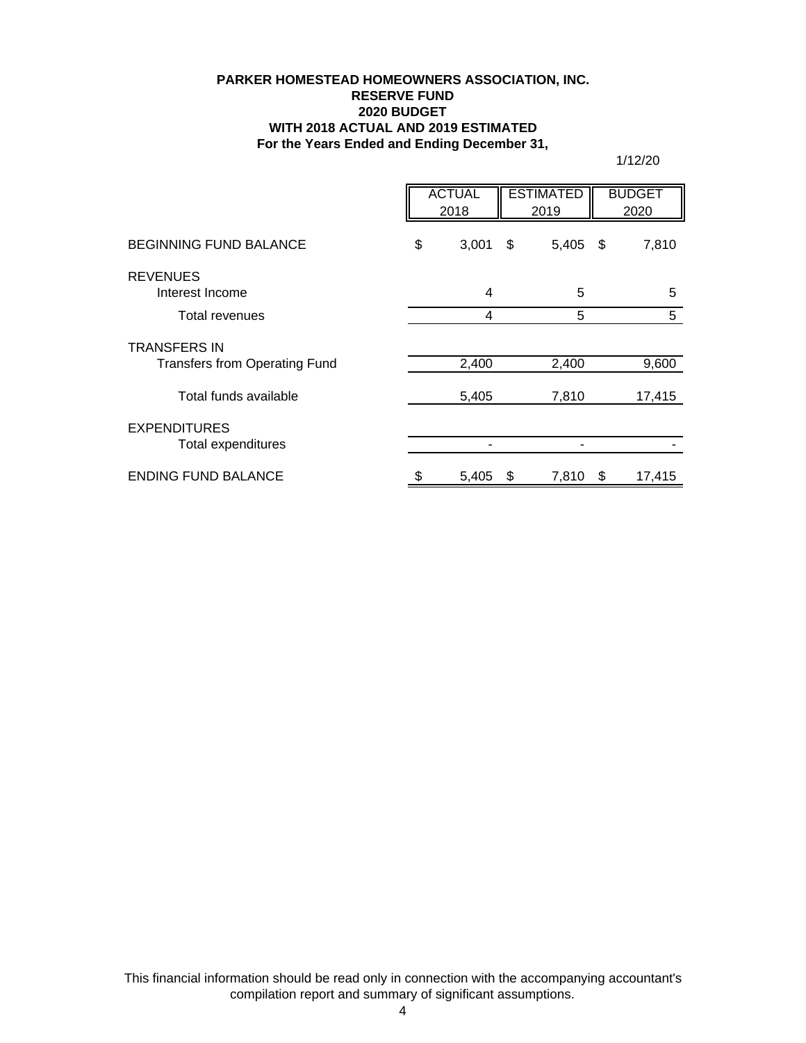**PARKER HOMESTEAD HOMEOWNERS ASSOCIATION, INC.**
**RESERVE FUND**
**2020 BUDGET**
**WITH 2018 ACTUAL AND 2019 ESTIMATED**
**For the Years Ended and Ending December 31,**

1/12/20

| | ACTUAL 2018 | ESTIMATED 2019 | BUDGET 2020 |
|---|---|---|---|
| BEGINNING FUND BALANCE | $ 3,001 | $ 5,405 | $ 7,810 |
| REVENUES | | | |
| Interest Income | 4 | 5 | 5 |
| Total revenues | 4 | 5 | 5 |
| TRANSFERS IN | | | |
| Transfers from Operating Fund | 2,400 | 2,400 | 9,600 |
| Total funds available | 5,405 | 7,810 | 17,415 |
| EXPENDITURES | | | |
| Total expenditures | - | - | - |
| ENDING FUND BALANCE | $ 5,405 | $ 7,810 | $ 17,415 |

This financial information should be read only in connection with the accompanying accountant's compilation report and summary of significant assumptions.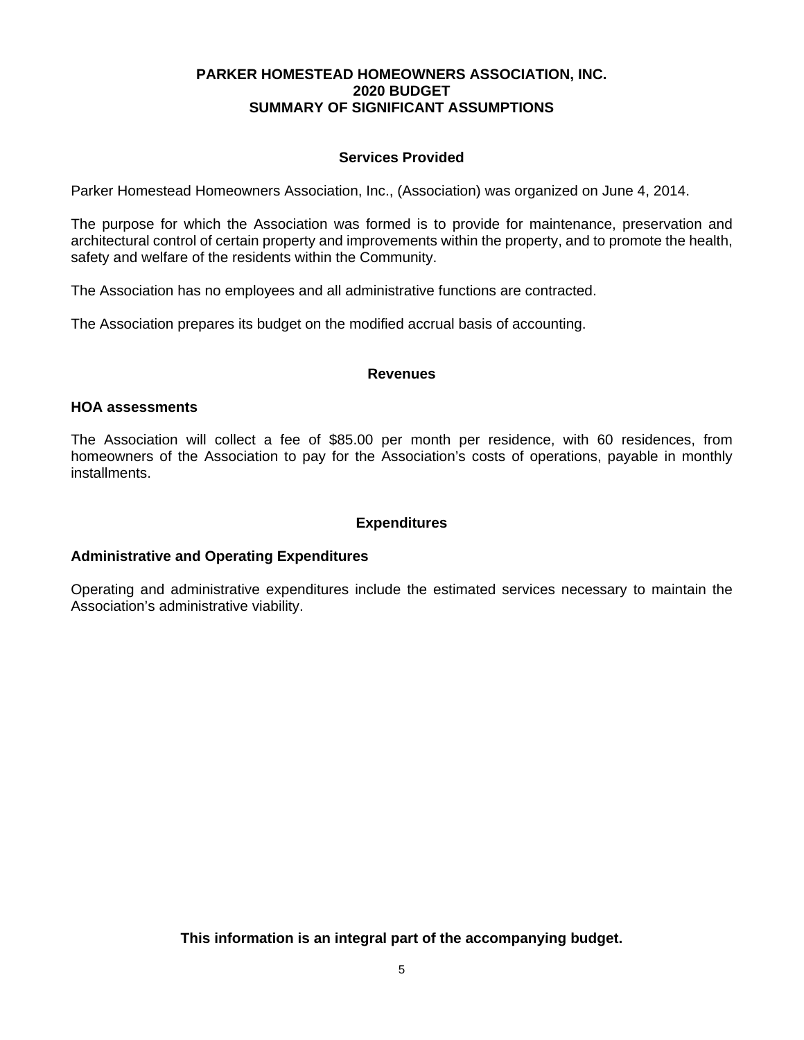# PARKER HOMESTEAD HOMEOWNERS ASSOCIATION, INC.
# 2020 BUDGET
# SUMMARY OF SIGNIFICANT ASSUMPTIONS

## Services Provided

Parker Homestead Homeowners Association, Inc., (Association) was organized on June 4, 2014.

The purpose for which the Association was formed is to provide for maintenance, preservation and architectural control of certain property and improvements within the property, and to promote the health, safety and welfare of the residents within the Community.

The Association has no employees and all administrative functions are contracted.

The Association prepares its budget on the modified accrual basis of accounting.

## Revenues

### HOA assessments

The Association will collect a fee of $85.00 per month per residence, with 60 residences, from homeowners of the Association to pay for the Association's costs of operations, payable in monthly installments.

## Expenditures

### Administrative and Operating Expenditures

Operating and administrative expenditures include the estimated services necessary to maintain the Association's administrative viability.

**This information is an integral part of the accompanying budget.**